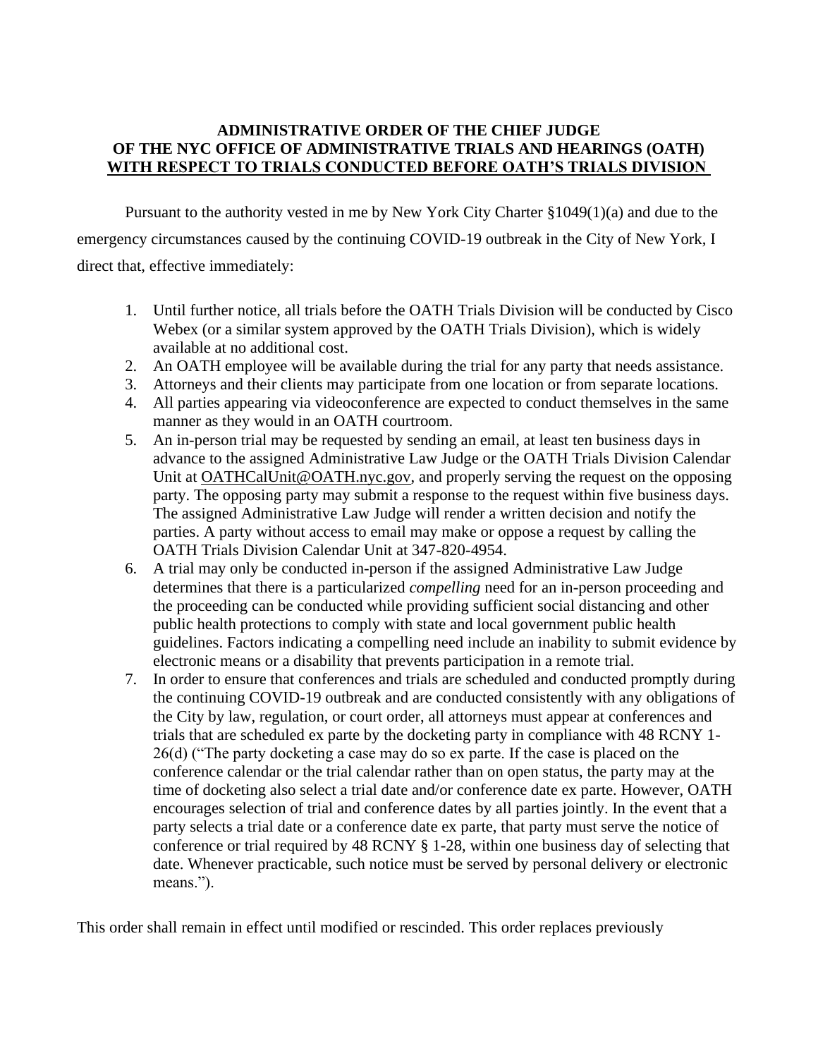**ADMINISTRATIVE ORDER OF THE CHIEF JUDGE OF THE NYC OFFICE OF ADMINISTRATIVE TRIALS AND HEARINGS (OATH) WITH RESPECT TO TRIALS CONDUCTED BEFORE OATH'S TRIALS DIVISION**

Pursuant to the authority vested in me by New York City Charter §1049(1)(a) and due to the emergency circumstances caused by the continuing COVID-19 outbreak in the City of New York, I direct that, effective immediately:

1. Until further notice, all trials before the OATH Trials Division will be conducted by Cisco Webex (or a similar system approved by the OATH Trials Division), which is widely available at no additional cost.
2. An OATH employee will be available during the trial for any party that needs assistance.
3. Attorneys and their clients may participate from one location or from separate locations.
4. All parties appearing via videoconference are expected to conduct themselves in the same manner as they would in an OATH courtroom.
5. An in-person trial may be requested by sending an email, at least ten business days in advance to the assigned Administrative Law Judge or the OATH Trials Division Calendar Unit at OATHCalUnit@OATH.nyc.gov, and properly serving the request on the opposing party. The opposing party may submit a response to the request within five business days. The assigned Administrative Law Judge will render a written decision and notify the parties. A party without access to email may make or oppose a request by calling the OATH Trials Division Calendar Unit at 347-820-4954.
6. A trial may only be conducted in-person if the assigned Administrative Law Judge determines that there is a particularized *compelling* need for an in-person proceeding and the proceeding can be conducted while providing sufficient social distancing and other public health protections to comply with state and local government public health guidelines. Factors indicating a compelling need include an inability to submit evidence by electronic means or a disability that prevents participation in a remote trial.
7. In order to ensure that conferences and trials are scheduled and conducted promptly during the continuing COVID-19 outbreak and are conducted consistently with any obligations of the City by law, regulation, or court order, all attorneys must appear at conferences and trials that are scheduled ex parte by the docketing party in compliance with 48 RCNY 1-26(d) ("The party docketing a case may do so ex parte. If the case is placed on the conference calendar or the trial calendar rather than on open status, the party may at the time of docketing also select a trial date and/or conference date ex parte. However, OATH encourages selection of trial and conference dates by all parties jointly. In the event that a party selects a trial date or a conference date ex parte, that party must serve the notice of conference or trial required by 48 RCNY § 1-28, within one business day of selecting that date. Whenever practicable, such notice must be served by personal delivery or electronic means.").

This order shall remain in effect until modified or rescinded. This order replaces previously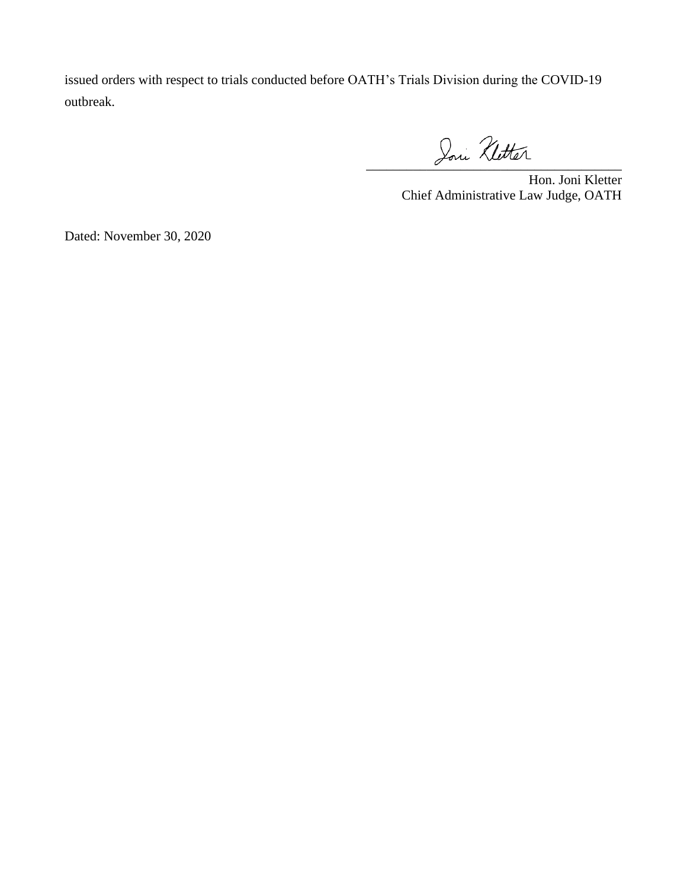issued orders with respect to trials conducted before OATH's Trials Division during the COVID-19 outbreak.

Joni Kletter
\_\_\_\_\_\_\_\_\_\_\_\_\_\_\_\_\_\_\_\_\_\_\_\_\_\_\_\_\_\_\_\_\_\_

Hon. Joni Kletter
Chief Administrative Law Judge, OATH

Dated: November 30, 2020